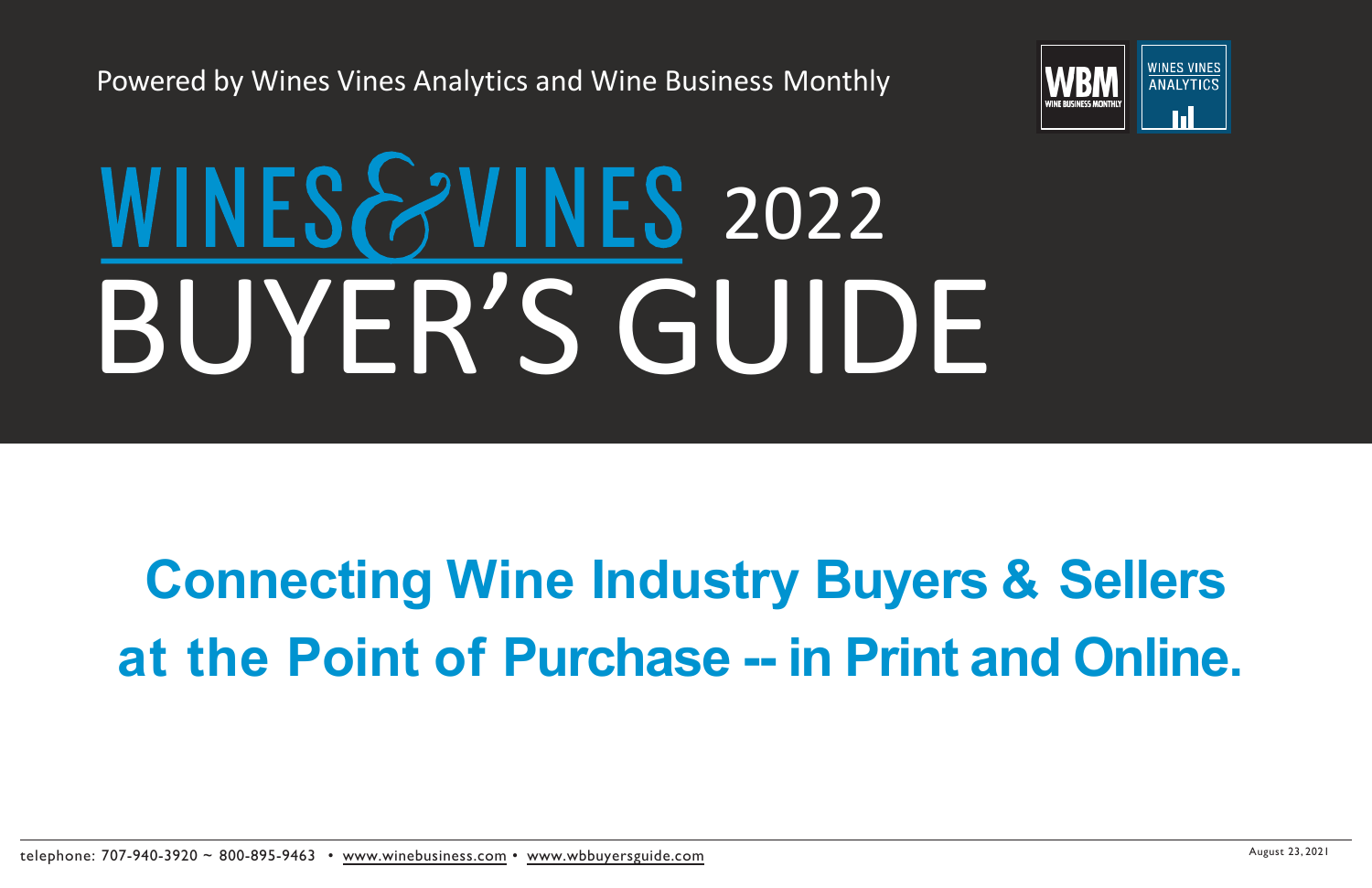Powered by Wines Vines Analytics and Wine Business Monthly

WBM WINE BUSINESS MONTHLY

WINES VINES ANALYTICS

# WINES & VINES 2022 BUYER'S GUIDE

## Connecting Wine Industry Buyers & Sellers at the Point of Purchase -- in Print and Online.

telephone: 707-940-3920 ~ 800-895-9463 • www.winebusiness.com • www.wbbuyersguide.com

August 23, 2021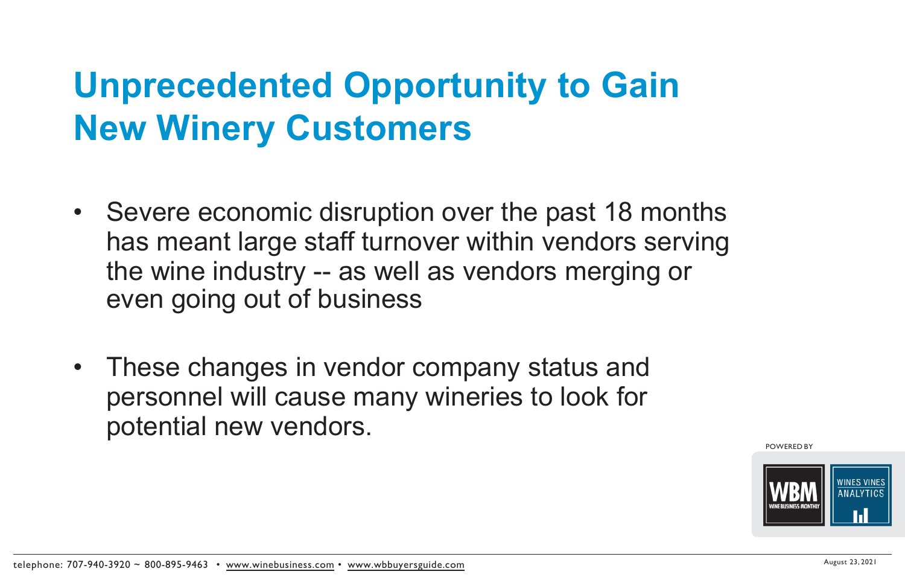# Unprecedented Opportunity to Gain New Winery Customers

- Severe economic disruption over the past 18 months has meant large staff turnover within vendors serving the wine industry -- as well as vendors merging or even going out of business
- These changes in vendor company status and personnel will cause many wineries to look for potential new vendors.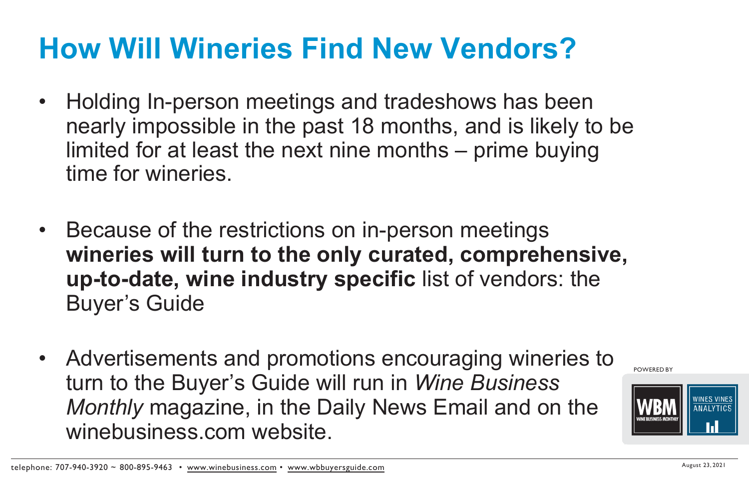# How Will Wineries Find New Vendors?

- Holding In-person meetings and tradeshows has been nearly impossible in the past 18 months, and is likely to be limited for at least the next nine months – prime buying time for wineries.
- Because of the restrictions on in-person meetings **wineries will turn to the only curated, comprehensive, up-to-date, wine industry specific** list of vendors: the Buyer's Guide
- Advertisements and promotions encouraging wineries to turn to the Buyer's Guide will run in *Wine Business Monthly* magazine, in the Daily News Email and on the winebusiness.com website.

POWERED BY

WBM WINE BUSINESS MONTHLY

WINES VINES ANALYTICS

telephone: 707-940-3920 ~ 800-895-9463 • www.winebusiness.com • www.wbbuyersguide.com

August 23, 2021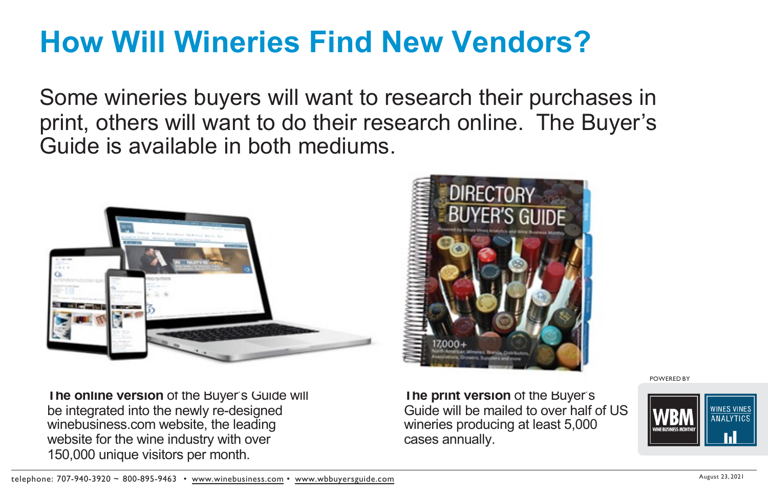# How Will Wineries Find New Vendors?

Some wineries buyers will want to research their purchases in print, others will want to do their research online. The Buyer's Guide is available in both mediums.

**The online version** of the Buyer's Guide will be integrated into the newly re-designed winebusiness.com website, the leading website for the wine industry with over 150,000 unique visitors per month.

**The print version** of the Buyer's Guide will be mailed to over half of US wineries producing at least 5,000 cases annually.

POWERED BY

telephone: 707-940-3920 ~ 800-895-9463 • www.winebusiness.com • www.wbbuyersguide.com

August 23, 2021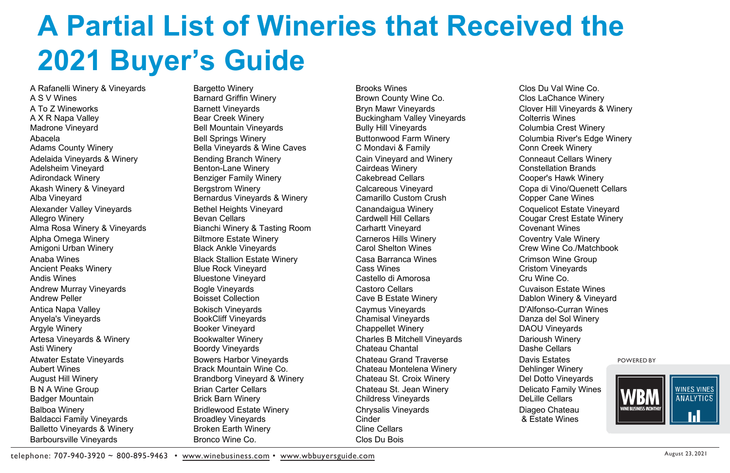# A Partial List of Wineries that Received the 2021 Buyer's Guide

A Rafanelli Winery & Vineyards
A S V Wines
A To Z Wineworks
A X R Napa Valley
Madrone Vineyard
Abacela
Adams County Winery
Adelaida Vineyards & Winery
Adelsheim Vineyard
Adirondack Winery
Akash Winery & Vineyard
Alba Vineyard
Alexander Valley Vineyards
Allegro Winery
Alma Rosa Winery & Vineyards
Alpha Omega Winery
Amigoni Urban Winery
Anaba Wines
Ancient Peaks Winery
Andis Wines
Andrew Murray Vineyards
Andrew Peller
Antica Napa Valley
Anyela's Vineyards
Argyle Winery
Artesa Vineyards & Winery
Asti Winery
Atwater Estate Vineyards
Aubert Wines
August Hill Winery
B N A Wine Group
Badger Mountain
Balboa Winery
Baldacci Family Vineyards
Balletto Vineyards & Winery
Barboursville Vineyards
Bargetto Winery
Barnard Griffin Winery
Barnett Vineyards
Bear Creek Winery
Bell Mountain Vineyards
Bell Springs Winery
Bella Vineyards & Wine Caves
Bending Branch Winery
Benton-Lane Winery
Benziger Family Winery
Bergstrom Winery
Bernardus Vineyards & Winery
Bethel Heights Vineyard
Bevan Cellars
Bianchi Winery & Tasting Room
Biltmore Estate Winery
Black Ankle Vineyards
Black Stallion Estate Winery
Blue Rock Vineyard
Bluestone Vineyard
Bogle Vineyards
Boisset Collection
Bokisch Vineyards
BookCliff Vineyards
Booker Vineyard
Bookwalter Winery
Boordy Vineyards
Bowers Harbor Vineyards
Brack Mountain Wine Co.
Brandborg Vineyard & Winery
Brian Carter Cellars
Brick Barn Winery
Bridlewood Estate Winery
Broadley Vineyards
Broken Earth Winery
Bronco Wine Co.
Brooks Wines
Brown County Wine Co.
Bryn Mawr Vineyards
Buckingham Valley Vineyards
Bully Hill Vineyards
Buttonwood Farm Winery
C Mondavi & Family
Cain Vineyard and Winery
Cairdeas Winery
Cakebread Cellars
Calcareous Vineyard
Camarillo Custom Crush
Canandaigua Winery
Cardwell Hill Cellars
Carhartt Vineyard
Carneros Hills Winery
Carol Shelton Wines
Casa Barranca Wines
Cass Wines
Castello di Amorosa
Castoro Cellars
Cave B Estate Winery
Caymus Vineyards
Chamisal Vineyards
Chappellet Winery
Charles B Mitchell Vineyards
Chateau Chantal
Chateau Grand Traverse
Chateau Montelena Winery
Chateau St. Croix Winery
Chateau St. Jean Winery
Childress Vineyards
Chrysalis Vineyards
Cinder
Cline Cellars
Clos Du Bois
Clos Du Val Wine Co.
Clos LaChance Winery
Clover Hill Vineyards & Winery
Colterris Wines
Columbia Crest Winery
Columbia River's Edge Winery
Conn Creek Winery
Conneaut Cellars Winery
Constellation Brands
Cooper's Hawk Winery
Copa di Vino/Quenett Cellars
Copper Cane Wines
Coquelicot Estate Vineyard
Cougar Crest Estate Winery
Covenant Wines
Coventry Vale Winery
Crew Wine Co./Matchbook
Crimson Wine Group
Cristom Vineyards
Cru Wine Co.
Cuvaison Estate Wines
Dablon Winery & Vineyard
D'Alfonso-Curran Wines
Danza del Sol Winery
DAOU Vineyards
Darioush Winery
Dashe Cellars
Davis Estates
Dehlinger Winery
Del Dotto Vineyards
Delicato Family Wines
DeLille Cellars
Diageo Chateau & Estate Wines

POWERED BY WBM WINE BUSINESS MONTHLY · WINES VINES ANALYTICS

telephone: 707-940-3920 ~ 800-895-9463 • www.winebusiness.com • www.wbbuyersguide.com

August 23, 2021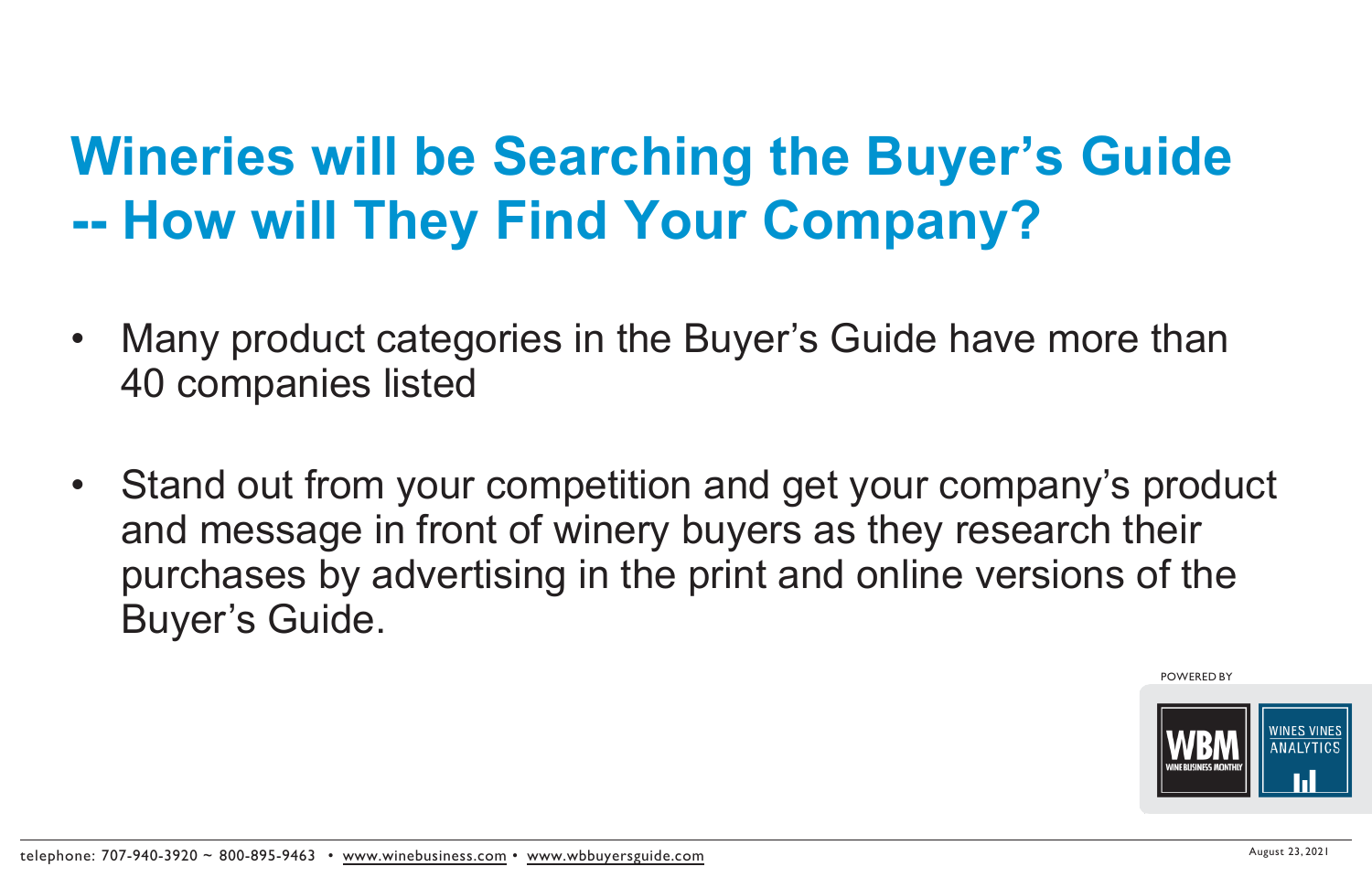# Wineries will be Searching the Buyer's Guide -- How will They Find Your Company?

- Many product categories in the Buyer's Guide have more than 40 companies listed
- Stand out from your competition and get your company's product and message in front of winery buyers as they research their purchases by advertising in the print and online versions of the Buyer's Guide.

POWERED BY

WBM WINE BUSINESS MONTHLY

WINES VINES ANALYTICS

telephone: 707-940-3920 ~ 800-895-9463 • www.winebusiness.com • www.wbbuyersguide.com

August 23, 2021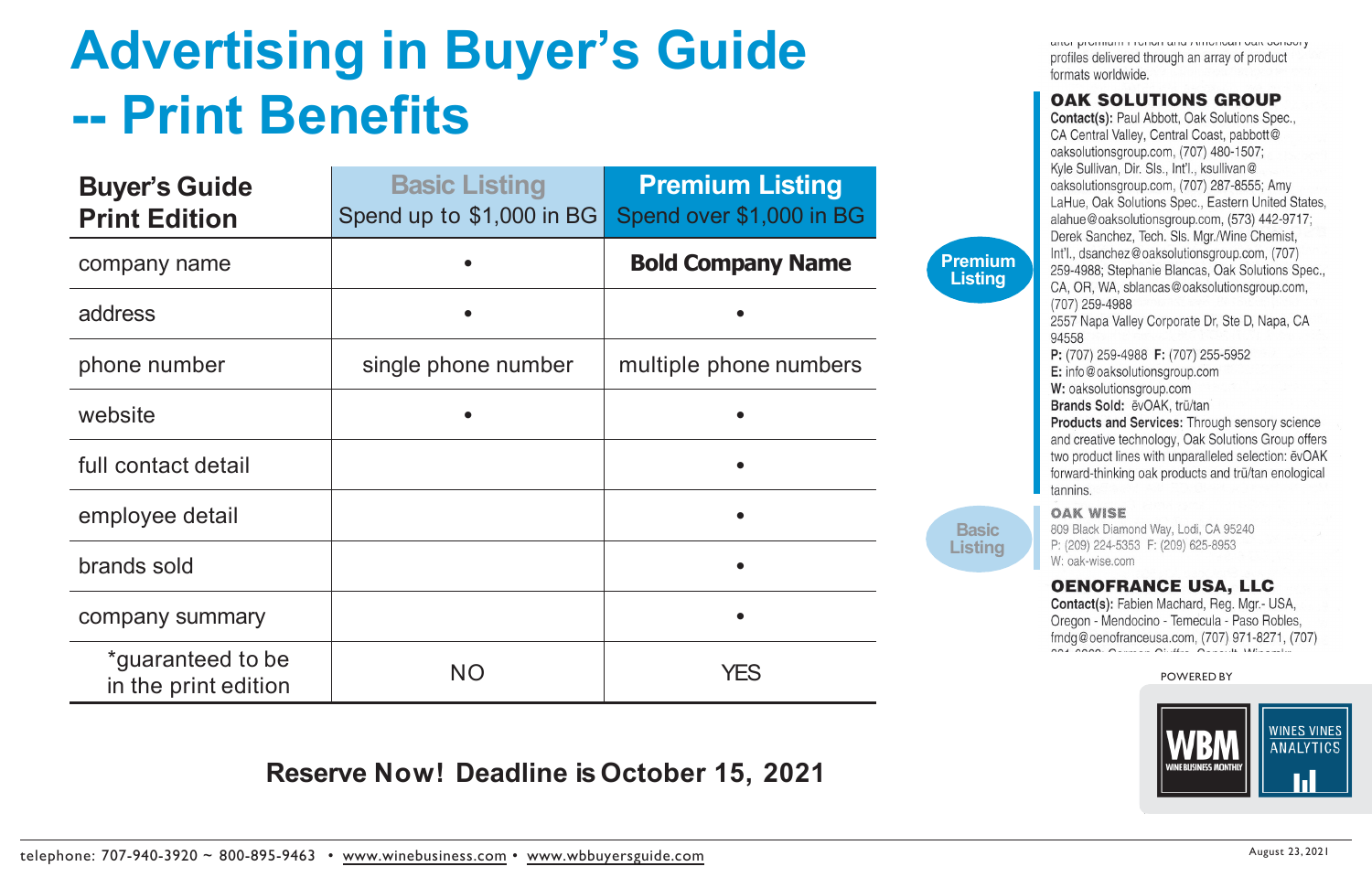# Advertising in Buyer's Guide -- Print Benefits

| Buyer's Guide Print Edition | Basic Listing<br>Spend up to $1,000 in BG | Premium Listing<br>Spend over $1,000 in BG |
|---|---|---|
| company name | • | **Bold Company Name** |
| address | • | • |
| phone number | single phone number | multiple phone numbers |
| website | • | • |
| full contact detail | | • |
| employee detail | | • |
| brands sold | | • |
| company summary | | • |
| *guaranteed to be in the print edition | NO | YES |

**Reserve Now! Deadline is October 15, 2021**

Premium Listing

profiles delivered through an array of product formats worldwide.

**OAK SOLUTIONS GROUP**
**Contact(s):** Paul Abbott, Oak Solutions Spec., CA Central Valley, Central Coast, pabbott@oaksolutionsgroup.com, (707) 480-1507; Kyle Sullivan, Dir. Sls., Int'l., ksullivan@oaksolutionsgroup.com, (707) 287-8555; Amy LaHue, Oak Solutions Spec., Eastern United States, alahue@oaksolutionsgroup.com, (573) 442-9717; Derek Sanchez, Tech. Sls. Mgr./Wine Chemist, Int'l., dsanchez@oaksolutionsgroup.com, (707) 259-4988; Stephanie Blancas, Oak Solutions Spec., CA, OR, WA, sblancas@oaksolutionsgroup.com, (707) 259-4988
2557 Napa Valley Corporate Dr, Ste D, Napa, CA 94558
**P:** (707) 259-4988 **F:** (707) 255-5952
**E:** info@oaksolutionsgroup.com
**W:** oaksolutionsgroup.com
**Brands Sold:** ēvOAK, trū/tan
**Products and Services:** Through sensory science and creative technology, Oak Solutions Group offers two product lines with unparalleled selection: ēvOAK forward-thinking oak products and trū/tan enological tannins.

Basic Listing

**OAK WISE**
809 Black Diamond Way, Lodi, CA 95240
P: (209) 224-5353 F: (209) 625-8953
W: oak-wise.com

**OENOFRANCE USA, LLC**
**Contact(s):** Fabien Machard, Reg. Mgr.- USA, Oregon - Mendocino - Temecula - Paso Robles, fmdg@oenofranceusa.com, (707) 971-8271, (707)

POWERED BY

WBM WINE BUSINESS MONTHLY

WINES VINES ANALYTICS

telephone: 707-940-3920 ~ 800-895-9463 • www.winebusiness.com • www.wbbuyersguide.com

August 23, 2021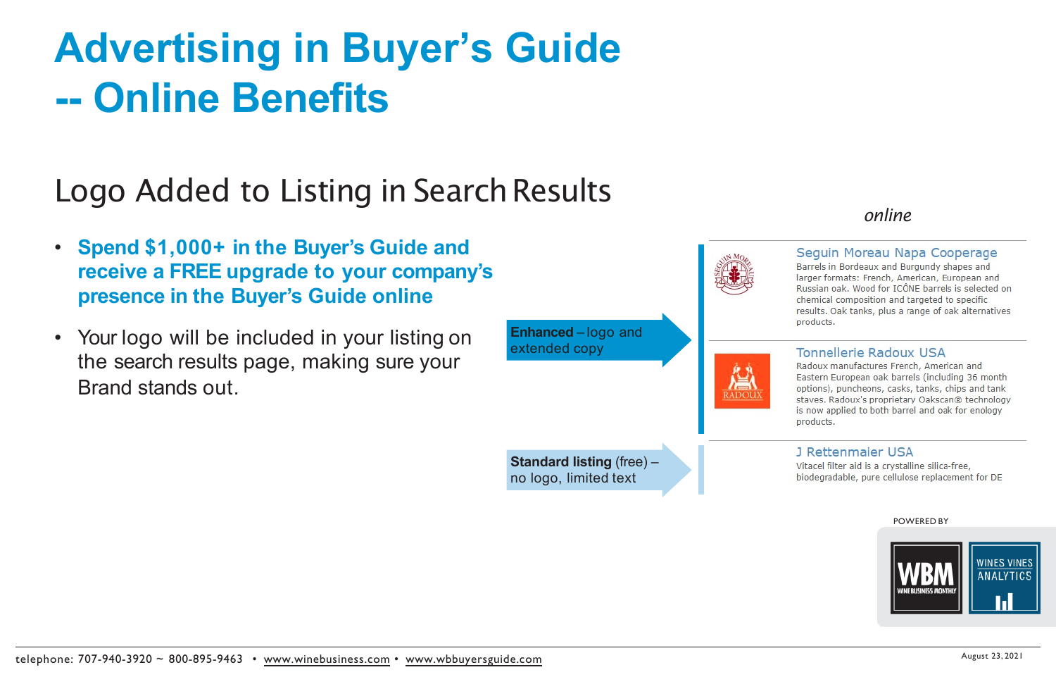# Advertising in Buyer's Guide -- Online Benefits

## Logo Added to Listing in Search Results

- **Spend $1,000+ in the Buyer's Guide and receive a FREE upgrade to your company's presence in the Buyer's Guide online**
- Your logo will be included in your listing on the search results page, making sure your Brand stands out.

*online*

**Enhanced** – logo and extended copy

Seguin Moreau Napa Cooperage
Barrels in Bordeaux and Burgundy shapes and larger formats: French, American, European and Russian oak. Wood for ICÔNE barrels is selected on chemical composition and targeted to specific results. Oak tanks, plus a range of oak alternatives products.

Tonnellerie Radoux USA
Radoux manufactures French, American and Eastern European oak barrels (including 36 month options), puncheons, casks, tanks, chips and tank staves. Radoux's proprietary Oakscan® technology is now applied to both barrel and oak for enology products.

**Standard listing** (free) – no logo, limited text

J Rettenmaier USA
Vitacel filter aid is a crystalline silica-free, biodegradable, pure cellulose replacement for DE

POWERED BY

WBM WINE BUSINESS MONTHLY

WINES VINES ANALYTICS

telephone: 707-940-3920 ~ 800-895-9463 • www.winebusiness.com • www.wbbuyersguide.com

August 23, 2021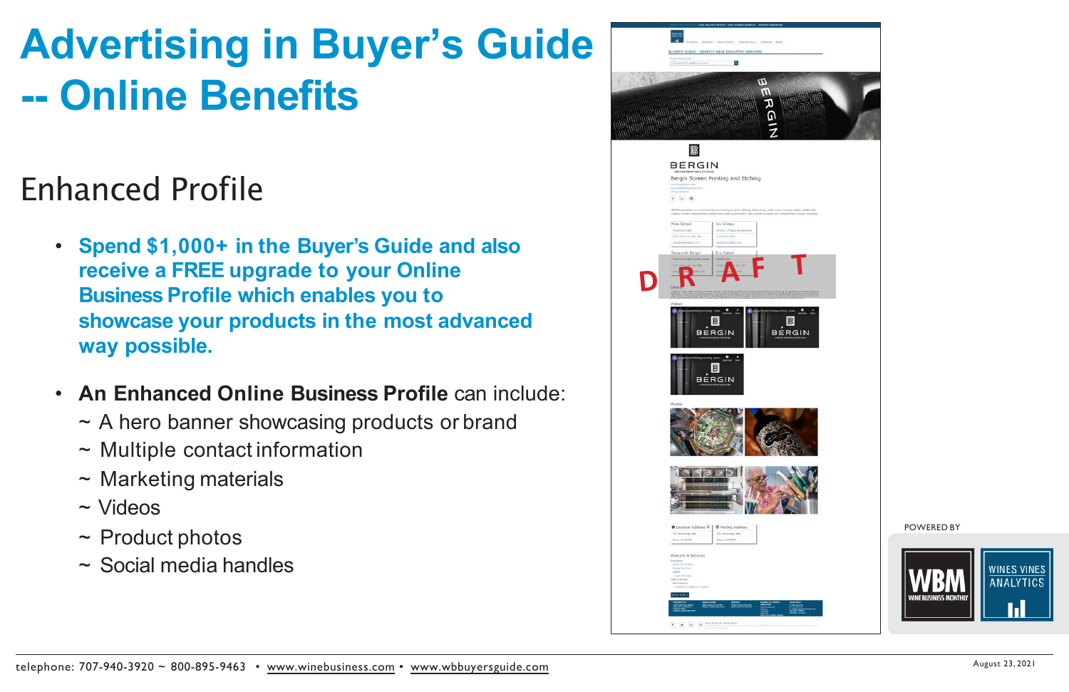# Advertising in Buyer's Guide -- Online Benefits

## Enhanced Profile

- **Spend $1,000+ in the Buyer's Guide and also receive a FREE upgrade to your Online Business Profile which enables you to showcase your products in the most advanced way possible.**
- **An Enhanced Online Business Profile** can include:
  - ~ A hero banner showcasing products or brand
  - ~ Multiple contact information
  - ~ Marketing materials
  - ~ Videos
  - ~ Product photos
  - ~ Social media handles

POWERED BY

telephone: 707-940-3920 ~ 800-895-9463 • www.winebusiness.com • www.wbbuyersguide.com

August 23, 2021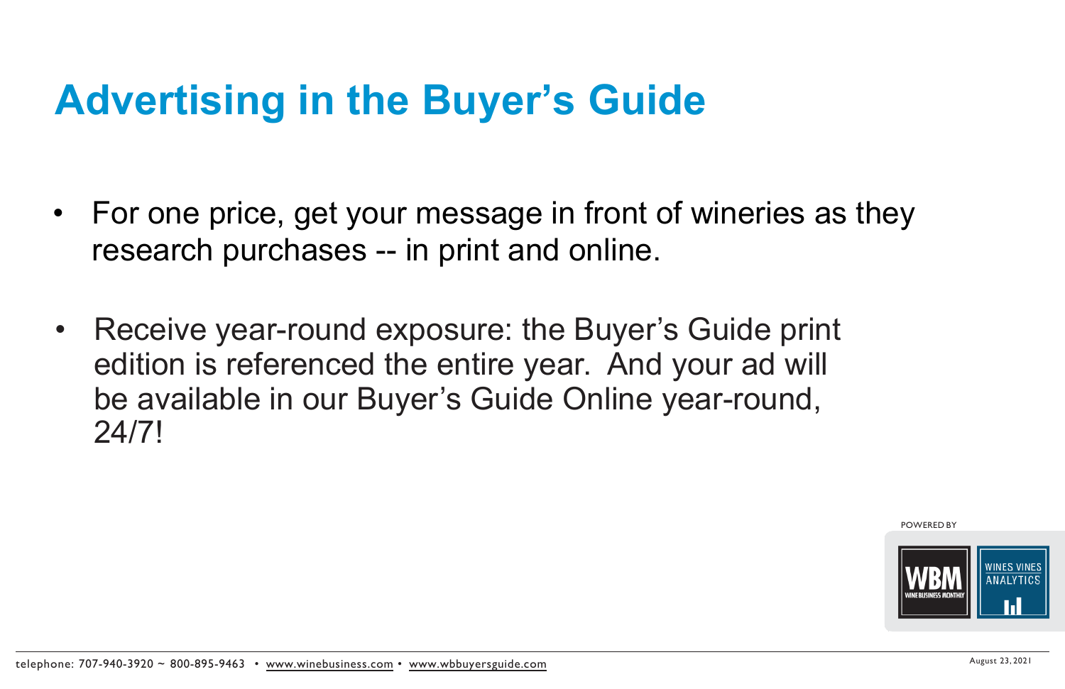# Advertising in the Buyer's Guide

- For one price, get your message in front of wineries as they research purchases -- in print and online.

- Receive year-round exposure: the Buyer's Guide print edition is referenced the entire year. And your ad will be available in our Buyer's Guide Online year-round, 24/7!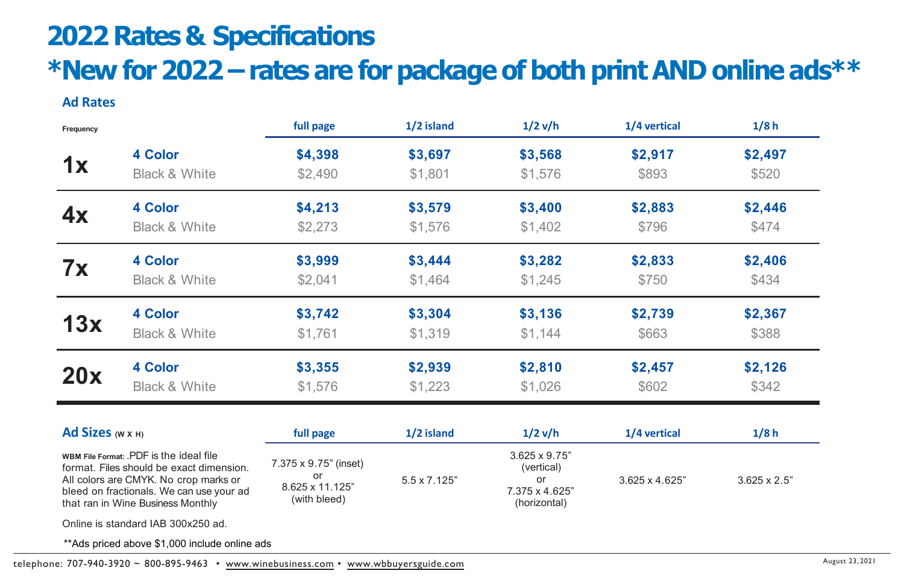# 2022 Rates & Specifications

## *New for 2022 – rates are for package of both print AND online ads**

### Ad Rates

| Frequency | | full page | 1/2 island | 1/2 v/h | 1/4 vertical | 1/8 h |
|---|---|---|---|---|---|---|
| 1x | 4 Color | $4,398 | $3,697 | $3,568 | $2,917 | $2,497 |
| | Black & White | $2,490 | $1,801 | $1,576 | $893 | $520 |
| 4x | 4 Color | $4,213 | $3,579 | $3,400 | $2,883 | $2,446 |
| | Black & White | $2,273 | $1,576 | $1,402 | $796 | $474 |
| 7x | 4 Color | $3,999 | $3,444 | $3,282 | $2,833 | $2,406 |
| | Black & White | $2,041 | $1,464 | $1,245 | $750 | $434 |
| 13x | 4 Color | $3,742 | $3,304 | $3,136 | $2,739 | $2,367 |
| | Black & White | $1,761 | $1,319 | $1,144 | $663 | $388 |
| 20x | 4 Color | $3,355 | $2,939 | $2,810 | $2,457 | $2,126 |
| | Black & White | $1,576 | $1,223 | $1,026 | $602 | $342 |

### Ad Sizes (W x H)

| | full page | 1/2 island | 1/2 v/h | 1/4 vertical | 1/8 h |
|---|---|---|---|---|---|
| **WBM File Format:** .PDF is the ideal file format. Files should be exact dimension. All colors are CMYK. No crop marks or bleed on fractionals. We can use your ad that ran in Wine Business Monthly | 7.375 x 9.75" (inset) or 8.625 x 11.125" (with bleed) | 5.5 x 7.125" | 3.625 x 9.75" (vertical) or 7.375 x 4.625" (horizontal) | 3.625 x 4.625" | 3.625 x 2.5" |

Online is standard IAB 300x250 ad.

**Ads priced above $1,000 include online ads

telephone: 707-940-3920 ~ 800-895-9463 • www.winebusiness.com • www.wbbuyersguide.com

August 23, 2021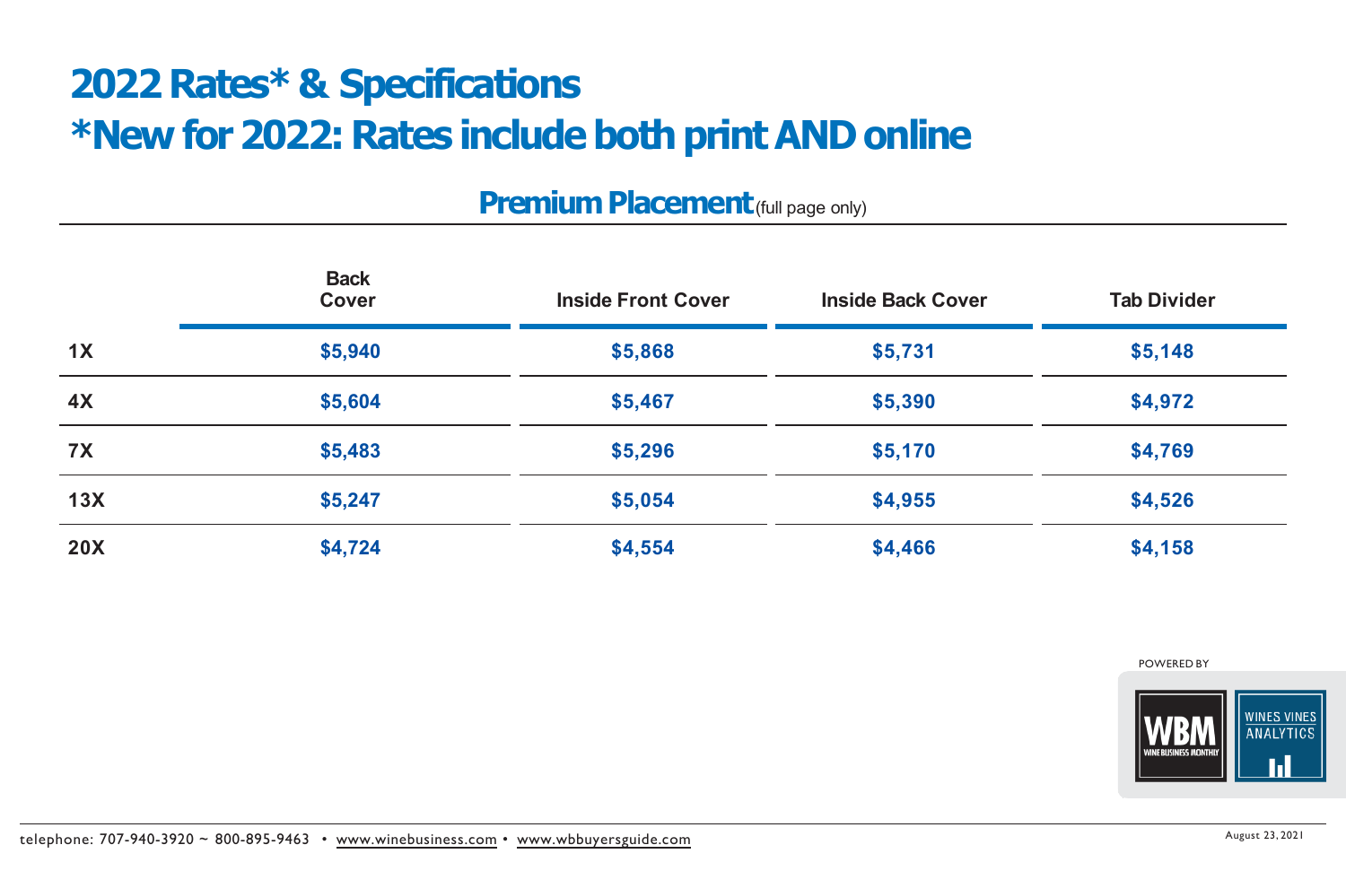# 2022 Rates* & Specifications
# *New for 2022: Rates include both print AND online

## Premium Placement (full page only)

| | Back Cover | Inside Front Cover | Inside Back Cover | Tab Divider |
|---|---|---|---|---|
| 1X | $5,940 | $5,868 | $5,731 | $5,148 |
| 4X | $5,604 | $5,467 | $5,390 | $4,972 |
| 7X | $5,483 | $5,296 | $5,170 | $4,769 |
| 13X | $5,247 | $5,054 | $4,955 | $4,526 |
| 20X | $4,724 | $4,554 | $4,466 | $4,158 |

POWERED BY

WBM WINE BUSINESS MONTHLY

WINES VINES ANALYTICS

telephone: 707-940-3920 ~ 800-895-9463 • www.winebusiness.com • www.wbbuyersguide.com

August 23, 2021